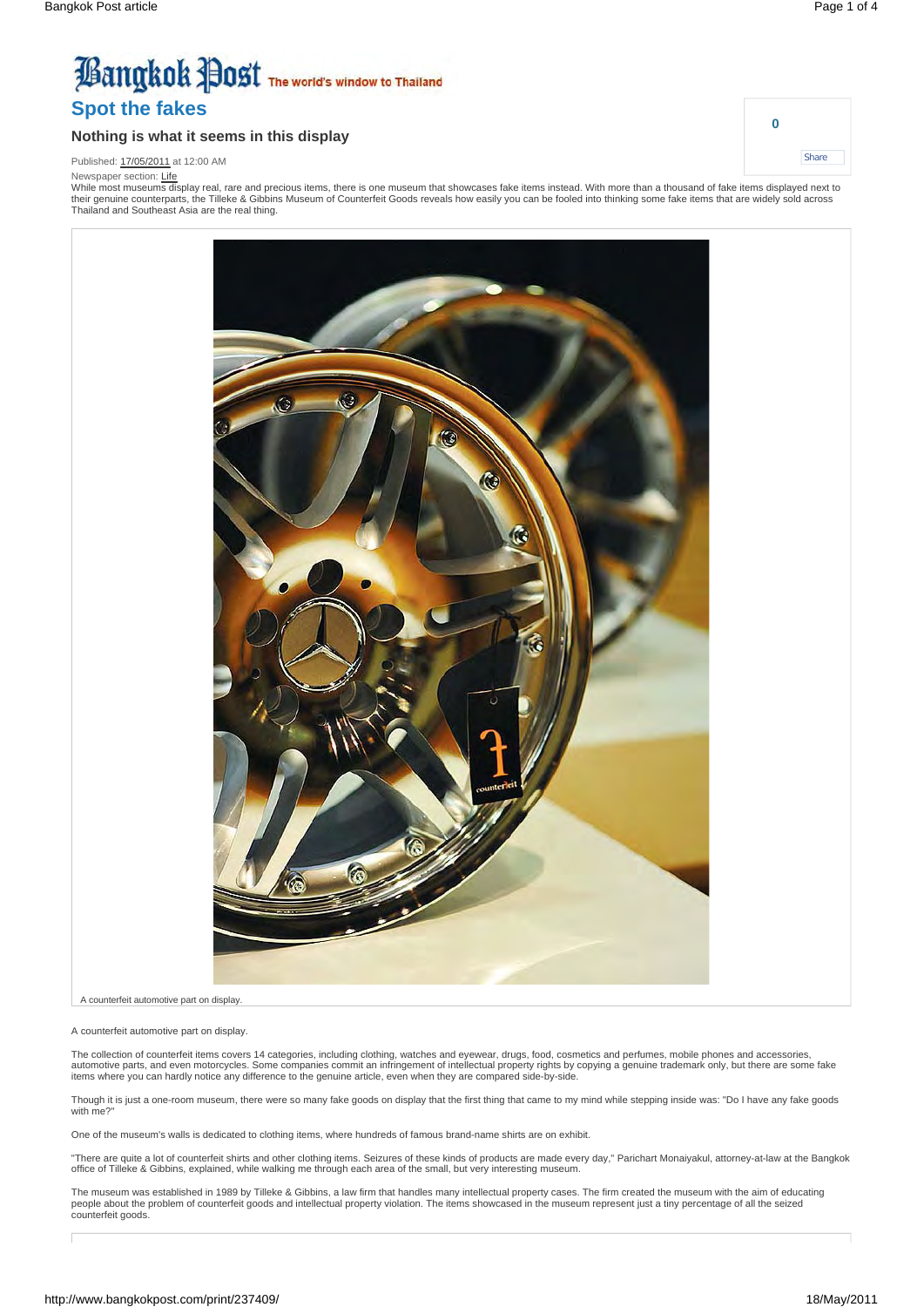# Spot the fakes

### Nothing is what it seems in this display

Published: 17/05/2011 at 12:00 AM

Newspaper section: Life

While most museums display real, rare and precious items, there is one museum that showcases fake items instead. With more than a thousand of fake items displayed next to their genuine counterparts, the Tilleke & Gibbins Museum of Counterfeit Goods reveals how easily you can be fooled into thinking some fake items that are widely sold across Thailand and Southeast Asia are the real thing.

A counterfeit automotive part on display.

A counterfeit automotive part on display.

The collection of counterfeit items covers 14 categories, including clothing, watches and eyewear, drugs, food, cosmetics and perfumes, mobile phones and accessories, automotive parts, and even motorcycles. Some companies commit an infringement of intellectual property rights by copying a genuine trademark only, but there are some fake items where you can hardly notice any difference to the genuine article, even when they are compared side-by-side.

Though it is just a one-room museum, there were so many fake goods on display that the first thing that came to my mind while stepping inside was: "Do I have any fake goods with me?"

One of the museum's walls is dedicated to clothing items, where hundreds of famous brand-name shirts are on exhibit.

"There are quite a lot of counterfeit shirts and other clothing items. Seizures of these kinds of products are made every day," Parichart Monaiyakul, attorney-at-law at the Bangkok office of Tilleke & Gibbins, explained, while walking me through each area of the small, but very interesting museum.

The museum was established in 1989 by Tilleke & Gibbins, a law firm that handles many intellectual property cases. The firm created the museum with the aim of educating people about the problem of counterfeit goods and intellectual property violation. The items showcased in the museum represent just a tiny percentage of all the seized counterfeit goods.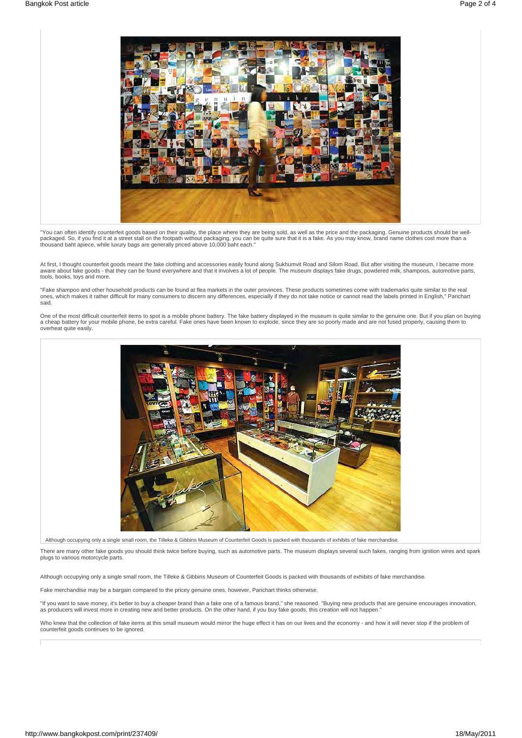"You can often identify counterfeit goods based on their quality, the place where they are being sold, as well as the price and the packaging. Genuine products should be well-packaged. So, if you find it at a street stall on the footpath without packaging, you can be quite sure that it is a fake. As you may know, brand name clothes cost more than a thousand baht apiece, while luxury bags are generally priced above 10,000 baht each."

At first, I thought counterfeit goods meant the fake clothing and accessories easily found along Sukhumvit Road and Silom Road. But after visiting the museum, I became more aware about fake goods - that they can be found everywhere and that it involves a lot of people. The museum displays fake drugs, powdered milk, shampoos, automotive parts, tools, books, toys and more.

"Fake shampoo and other household products can be found at flea markets in the outer provinces. These products sometimes come with trademarks quite similar to the real ones, which makes it rather difficult for many consumers to discern any differences, especially if they do not take notice or cannot read the labels printed in English," Parichart said.

One of the most difficult counterfeit items to spot is a mobile phone battery. The fake battery displayed in the museum is quite similar to the genuine one. But if you plan on buying a cheap battery for your mobile phone, be extra careful. Fake ones have been known to explode, since they are so poorly made and are not fused properly, causing them to overheat quite easily.

Although occupying only a single small room, the Tilleke & Gibbins Museum of Counterfeit Goods is packed with thousands of exhibits of fake merchandise.

There are many other fake goods you should think twice before buying, such as automotive parts. The museum displays several such fakes, ranging from ignition wires and spark plugs to various motorcycle parts.

Although occupying only a single small room, the Tilleke & Gibbins Museum of Counterfeit Goods is packed with thousands of exhibits of fake merchandise.

Fake merchandise may be a bargain compared to the pricey genuine ones, however, Parichart thinks otherwise.

"If you want to save money, it's better to buy a cheaper brand than a fake one of a famous brand," she reasoned. "Buying new products that are genuine encourages innovation, as producers will invest more in creating new and better products. On the other hand, if you buy fake goods, this creation will not happen."

Who knew that the collection of fake items at this small museum would mirror the huge effect it has on our lives and the economy - and how it will never stop if the problem of counterfeit goods continues to be ignored.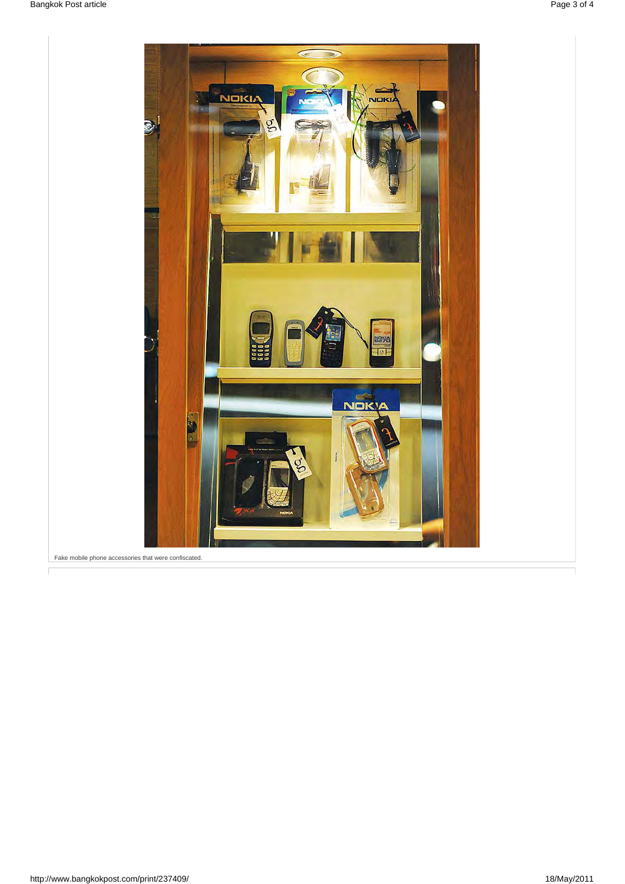Fake mobile phone accessories that were confiscated.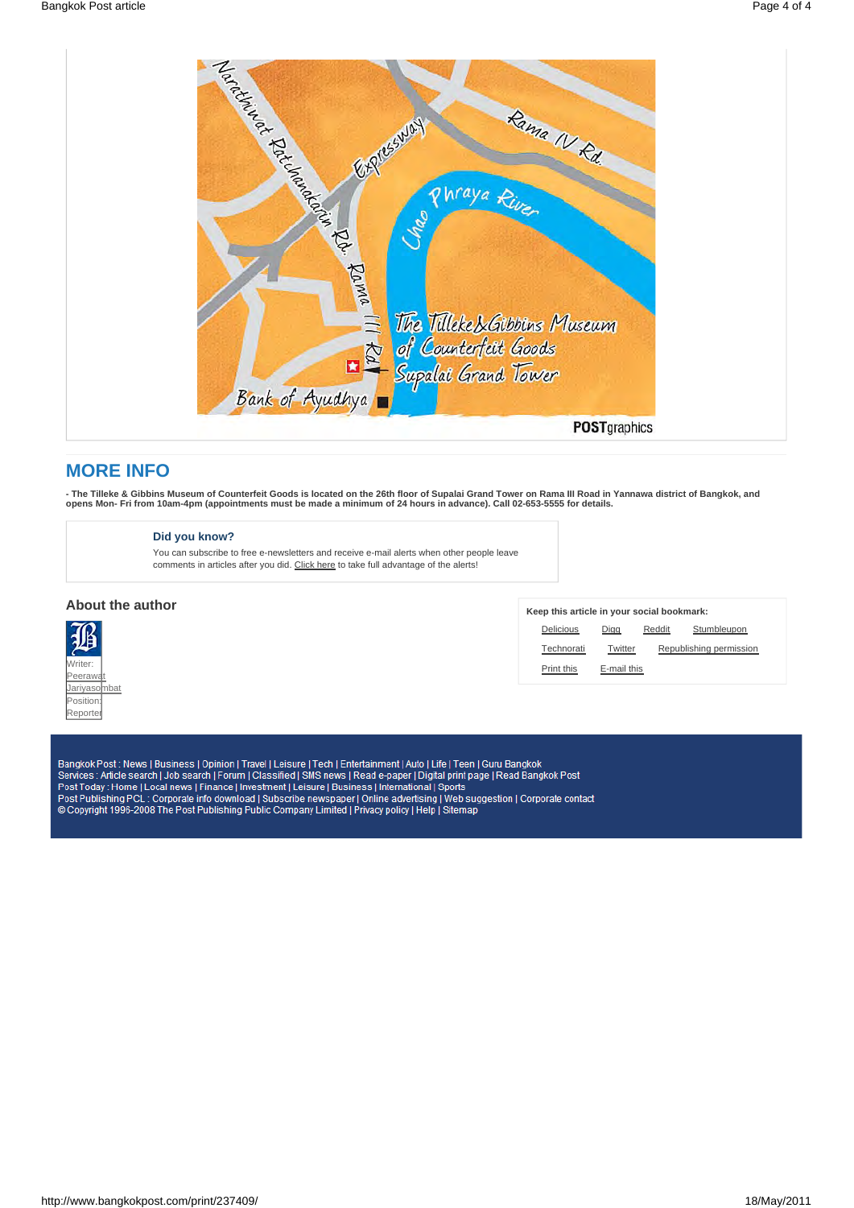Narathiwat Ratchanakarin Rd.
Expressway
Rama IV Rd.
Chao Phraya River
Rama III Rd.
The Tilleke&Gibbins Museum of Counterfeit Goods
Supalai Grand Tower
Bank of Ayudhya

POSTgraphics

## MORE INFO

**- The Tilleke & Gibbins Museum of Counterfeit Goods is located on the 26th floor of Supalai Grand Tower on Rama III Road in Yannawa district of Bangkok, and opens Mon- Fri from 10am-4pm (appointments must be made a minimum of 24 hours in advance). Call 02-653-5555 for details.**

**Did you know?**

You can subscribe to free e-newsletters and receive e-mail alerts when other people leave comments in articles after you did. Click here to take full advantage of the alerts!

### About the author

Writer: Peerawat Jariyasombat
Position: Reporter

Keep this article in your social bookmark:

Delicious | Digg | Reddit | Stumbleupon
Technorati | Twitter | Republishing permission
Print this | E-mail this

Bangkok Post : News | Business | Opinion | Travel | Leisure | Tech | Entertainment | Auto | Life | Teen | Guru Bangkok
Services : Article search | Job search | Forum | Classified | SMS news | Read e-paper | Digital print page | Read Bangkok Post
Post Today : Home | Local news | Finance | Investment | Leisure | Business | International | Sports
Post Publishing PCL : Corporate info download | Subscribe newspaper | Online advertising | Web suggestion | Corporate contact
© Copyright 1996-2008 The Post Publishing Public Company Limited | Privacy policy | Help | Sitemap